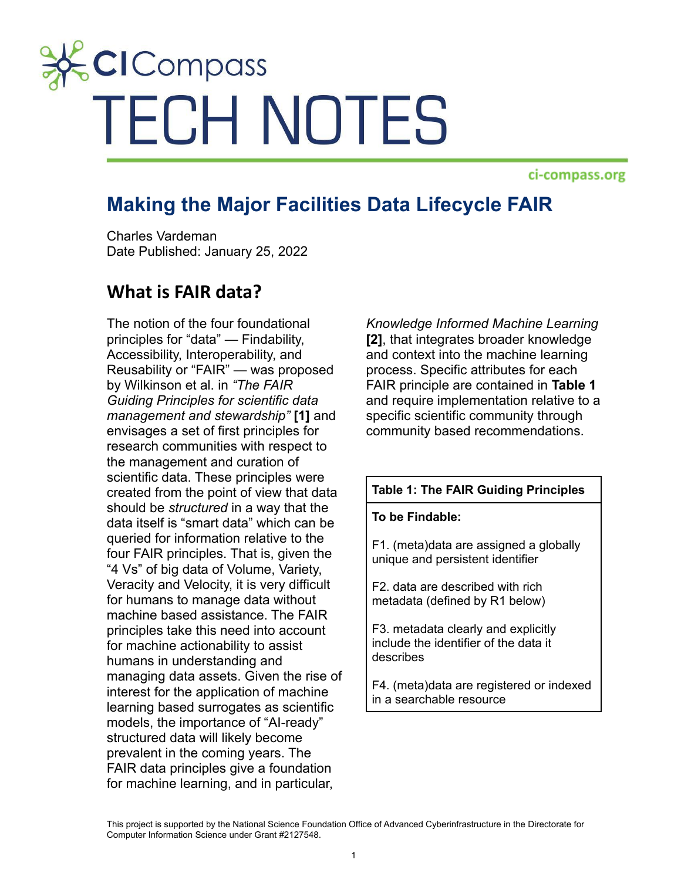# CI Compass TECH NOTES

ci-compass.org

## Making the Major Facilities Data Lifecycle FAIR

Charles Vardeman
Date Published: January 25, 2022

## What is FAIR data?

The notion of the four foundational principles for "data" — Findability, Accessibility, Interoperability, and Reusability or "FAIR" — was proposed by Wilkinson et al. in *"The FAIR Guiding Principles for scientific data management and stewardship"* **[1]** and envisages a set of first principles for research communities with respect to the management and curation of scientific data. These principles were created from the point of view that data should be *structured* in a way that the data itself is "smart data" which can be queried for information relative to the four FAIR principles. That is, given the "4 Vs" of big data of Volume, Variety, Veracity and Velocity, it is very difficult for humans to manage data without machine based assistance. The FAIR principles take this need into account for machine actionability to assist humans in understanding and managing data assets. Given the rise of interest for the application of machine learning based surrogates as scientific models, the importance of "AI-ready" structured data will likely become prevalent in the coming years. The FAIR data principles give a foundation for machine learning, and in particular, *Knowledge Informed Machine Learning* **[2]**, that integrates broader knowledge and context into the machine learning process. Specific attributes for each FAIR principle are contained in **Table 1** and require implementation relative to a specific scientific community through community based recommendations.

| **Table 1: The FAIR Guiding Principles** |
| --- |
| **To be Findable:** |
| F1. (meta)data are assigned a globally unique and persistent identifier |
| F2. data are described with rich metadata (defined by R1 below) |
| F3. metadata clearly and explicitly include the identifier of the data it describes |
| F4. (meta)data are registered or indexed in a searchable resource |

This project is supported by the National Science Foundation Office of Advanced Cyberinfrastructure in the Directorate for Computer Information Science under Grant #2127548.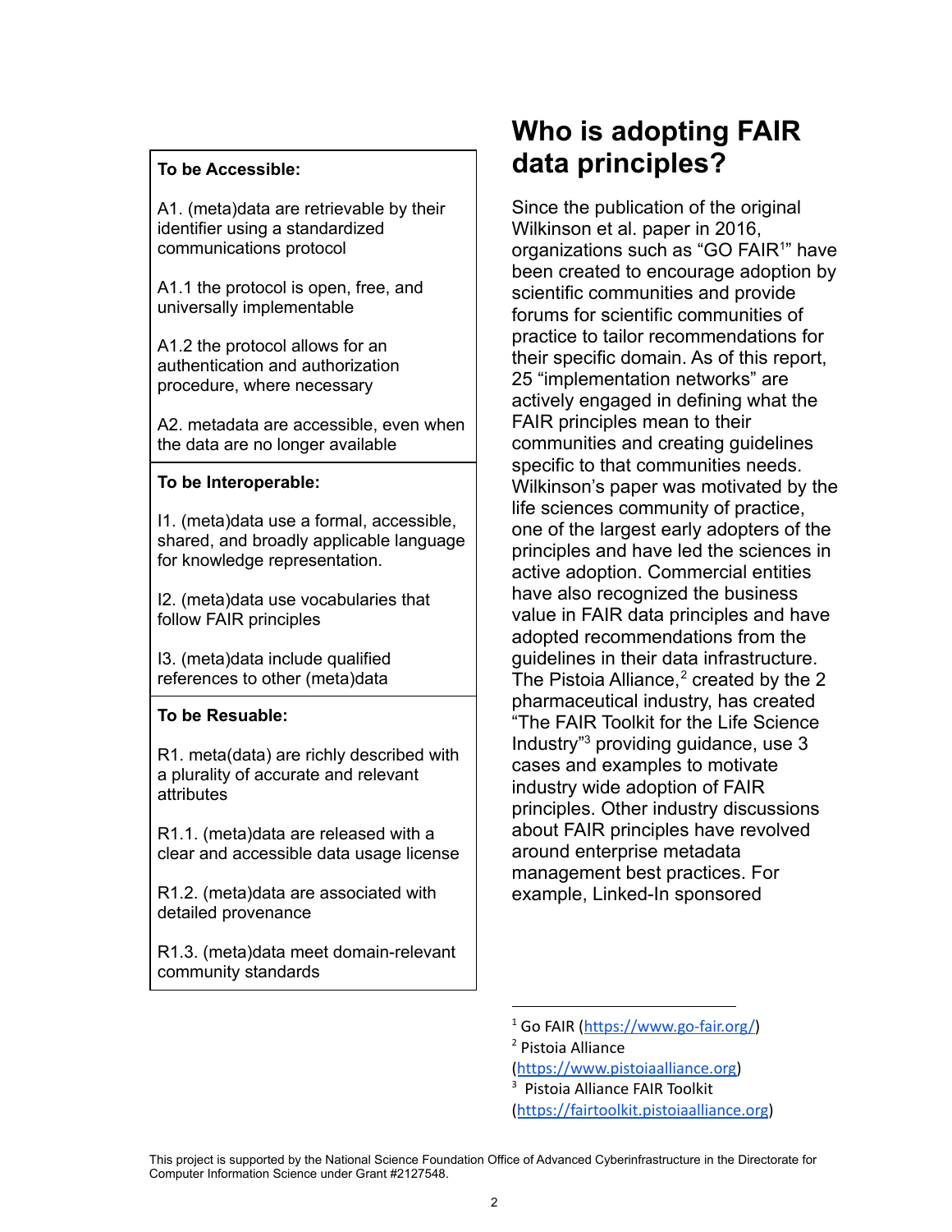**To be Accessible:**

A1. (meta)data are retrievable by their identifier using a standardized communications protocol

A1.1 the protocol is open, free, and universally implementable

A1.2 the protocol allows for an authentication and authorization procedure, where necessary

A2. metadata are accessible, even when the data are no longer available

**To be Interoperable:**

I1. (meta)data use a formal, accessible, shared, and broadly applicable language for knowledge representation.

I2. (meta)data use vocabularies that follow FAIR principles

I3. (meta)data include qualified references to other (meta)data

**To be Resuable:**

R1. meta(data) are richly described with a plurality of accurate and relevant attributes

R1.1. (meta)data are released with a clear and accessible data usage license

R1.2. (meta)data are associated with detailed provenance

R1.3. (meta)data meet domain-relevant community standards

# Who is adopting FAIR data principles?

Since the publication of the original Wilkinson et al. paper in 2016, organizations such as "GO FAIR[1]" have been created to encourage adoption by scientific communities and provide forums for scientific communities of practice to tailor recommendations for their specific domain. As of this report, 25 "implementation networks" are actively engaged in defining what the FAIR principles mean to their communities and creating guidelines specific to that communities needs. Wilkinson's paper was motivated by the life sciences community of practice, one of the largest early adopters of the principles and have led the sciences in active adoption. Commercial entities have also recognized the business value in FAIR data principles and have adopted recommendations from the guidelines in their data infrastructure. The Pistoia Alliance,[2] created by the 2 pharmaceutical industry, has created "The FAIR Toolkit for the Life Science Industry"[3] providing guidance, use 3 cases and examples to motivate industry wide adoption of FAIR principles. Other industry discussions about FAIR principles have revolved around enterprise metadata management best practices. For example, Linked-In sponsored

[1] Go FAIR (https://www.go-fair.org/)

[2] Pistoia Alliance (https://www.pistoiaalliance.org)

[3] Pistoia Alliance FAIR Toolkit (https://fairtoolkit.pistoiaalliance.org)

This project is supported by the National Science Foundation Office of Advanced Cyberinfrastructure in the Directorate for Computer Information Science under Grant #2127548.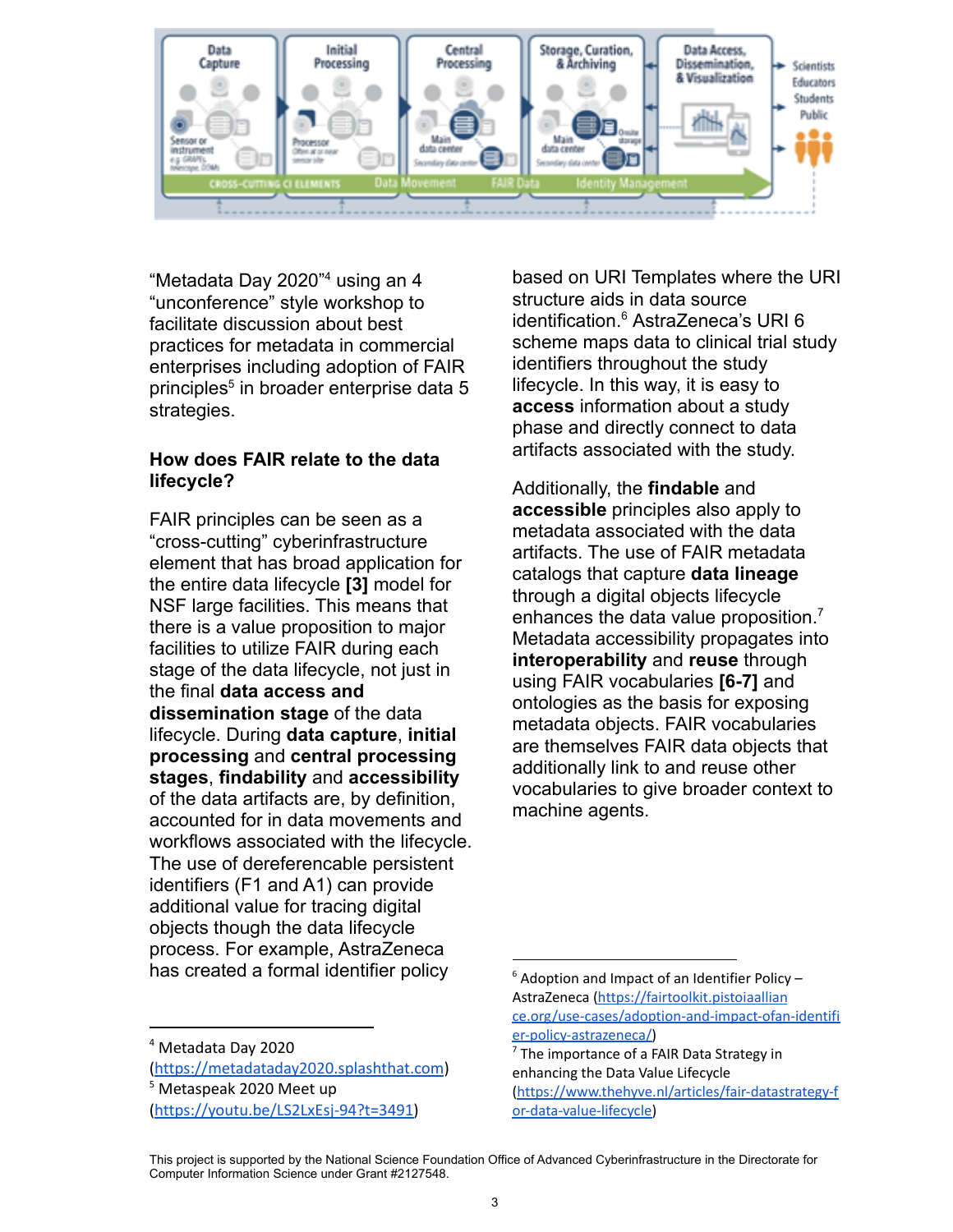"Metadata Day 2020"[4] using an "unconference" style workshop to facilitate discussion about best practices for metadata in commercial enterprises including adoption of FAIR principles[5] in broader enterprise data strategies.

### How does FAIR relate to the data lifecycle?

FAIR principles can be seen as a "cross-cutting" cyberinfrastructure element that has broad application for the entire data lifecycle **[3]** model for NSF large facilities. This means that there is a value proposition to major facilities to utilize FAIR during each stage of the data lifecycle, not just in the final **data access and dissemination stage** of the data lifecycle. During **data capture**, **initial processing** and **central processing stages**, **findability** and **accessibility** of the data artifacts are, by definition, accounted for in data movements and workflows associated with the lifecycle. The use of dereferencable persistent identifiers (F1 and A1) can provide additional value for tracing digital objects though the data lifecycle process. For example, AstraZeneca has created a formal identifier policy based on URI Templates where the URI structure aids in data source identification.[6] AstraZeneca's URI scheme maps data to clinical trial study identifiers throughout the study lifecycle. In this way, it is easy to **access** information about a study phase and directly connect to data artifacts associated with the study.

Additionally, the **findable** and **accessible** principles also apply to metadata associated with the data artifacts. The use of FAIR metadata catalogs that capture **data lineage** through a digital objects lifecycle enhances the data value proposition.[7] Metadata accessibility propagates into **interoperability** and **reuse** through using FAIR vocabularies **[6-7]** and ontologies as the basis for exposing metadata objects. FAIR vocabularies are themselves FAIR data objects that additionally link to and reuse other vocabularies to give broader context to machine agents.

---

[4] Metadata Day 2020 (https://metadataday2020.splashthat.com)

[5] Metaspeak 2020 Meet up (https://youtu.be/LS2LxEsj-94?t=3491)

[6] Adoption and Impact of an Identifier Policy – AstraZeneca (https://fairtoolkit.pistoiaalliance.org/use-cases/adoption-and-impact-ofan-identifier-policy-astrazeneca/)

[7] The importance of a FAIR Data Strategy in enhancing the Data Value Lifecycle (https://www.thehyve.nl/articles/fair-datastrategy-for-data-value-lifecycle)

This project is supported by the National Science Foundation Office of Advanced Cyberinfrastructure in the Directorate for Computer Information Science under Grant #2127548.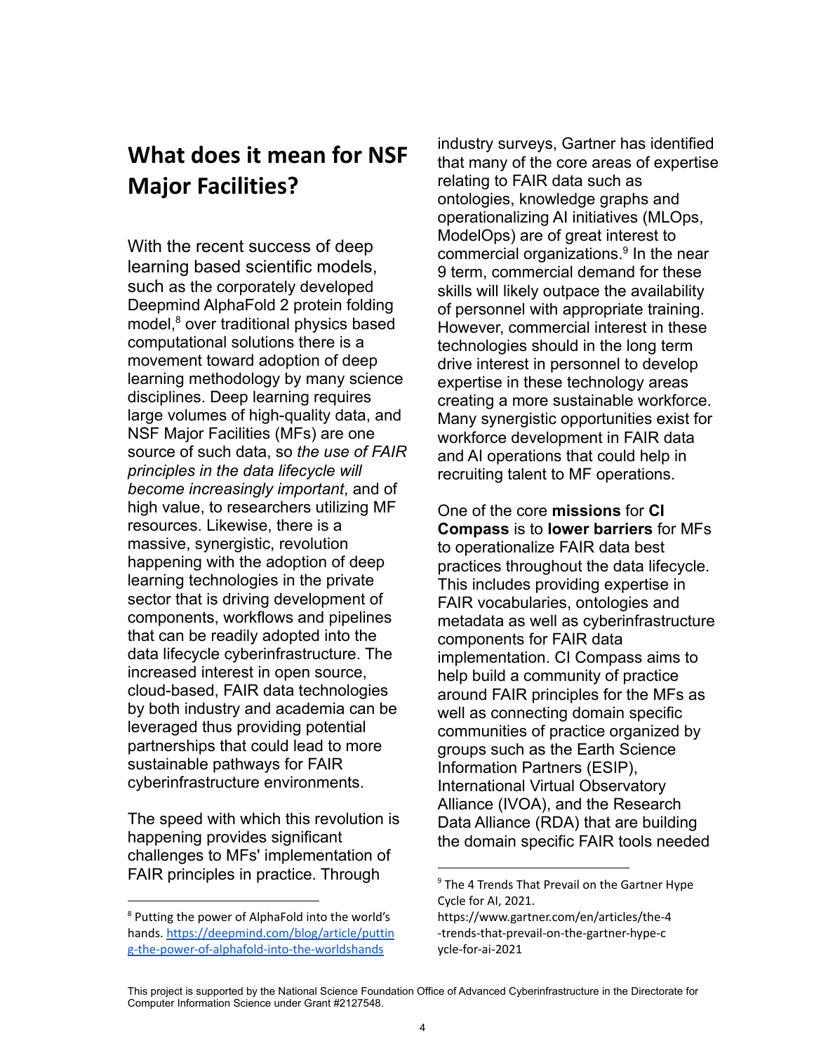## What does it mean for NSF Major Facilities?

With the recent success of deep learning based scientific models, such as the corporately developed Deepmind AlphaFold 2 protein folding model,[8] over traditional physics based computational solutions there is a movement toward adoption of deep learning methodology by many science disciplines. Deep learning requires large volumes of high-quality data, and NSF Major Facilities (MFs) are one source of such data, so *the use of FAIR principles in the data lifecycle will become increasingly important*, and of high value, to researchers utilizing MF resources. Likewise, there is a massive, synergistic, revolution happening with the adoption of deep learning technologies in the private sector that is driving development of components, workflows and pipelines that can be readily adopted into the data lifecycle cyberinfrastructure. The increased interest in open source, cloud-based, FAIR data technologies by both industry and academia can be leveraged thus providing potential partnerships that could lead to more sustainable pathways for FAIR cyberinfrastructure environments.

The speed with which this revolution is happening provides significant challenges to MFs' implementation of FAIR principles in practice. Through industry surveys, Gartner has identified that many of the core areas of expertise relating to FAIR data such as ontologies, knowledge graphs and operationalizing AI initiatives (MLOps, ModelOps) are of great interest to commercial organizations.[9] In the near 9 term, commercial demand for these skills will likely outpace the availability of personnel with appropriate training. However, commercial interest in these technologies should in the long term drive interest in personnel to develop expertise in these technology areas creating a more sustainable workforce. Many synergistic opportunities exist for workforce development in FAIR data and AI operations that could help in recruiting talent to MF operations.

One of the core **missions** for **CI Compass** is to **lower barriers** for MFs to operationalize FAIR data best practices throughout the data lifecycle. This includes providing expertise in FAIR vocabularies, ontologies and metadata as well as cyberinfrastructure components for FAIR data implementation. CI Compass aims to help build a community of practice around FAIR principles for the MFs as well as connecting domain specific communities of practice organized by groups such as the Earth Science Information Partners (ESIP), International Virtual Observatory Alliance (IVOA), and the Research Data Alliance (RDA) that are building the domain specific FAIR tools needed

---

[8] Putting the power of AlphaFold into the world's hands. https://deepmind.com/blog/article/putting-the-power-of-alphafold-into-the-worldshands

[9] The 4 Trends That Prevail on the Gartner Hype Cycle for AI, 2021. https://www.gartner.com/en/articles/the-4-trends-that-prevail-on-the-gartner-hype-cycle-for-ai-2021

This project is supported by the National Science Foundation Office of Advanced Cyberinfrastructure in the Directorate for Computer Information Science under Grant #2127548.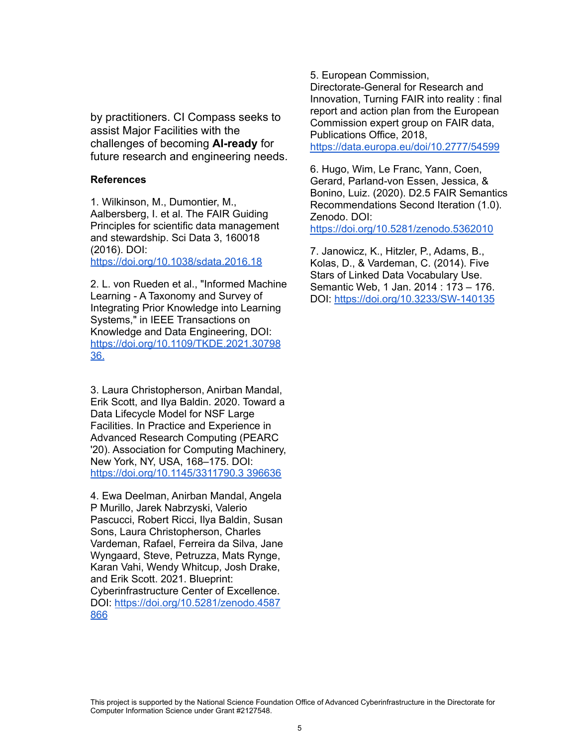by practitioners. CI Compass seeks to assist Major Facilities with the challenges of becoming **AI-ready** for future research and engineering needs.

**References**

1. Wilkinson, M., Dumontier, M., Aalbersberg, I. et al. The FAIR Guiding Principles for scientific data management and stewardship. Sci Data 3, 160018 (2016). DOI: https://doi.org/10.1038/sdata.2016.18

2. L. von Rueden et al., "Informed Machine Learning - A Taxonomy and Survey of Integrating Prior Knowledge into Learning Systems," in IEEE Transactions on Knowledge and Data Engineering, DOI: https://doi.org/10.1109/TKDE.2021.3079836.

3. Laura Christopherson, Anirban Mandal, Erik Scott, and Ilya Baldin. 2020. Toward a Data Lifecycle Model for NSF Large Facilities. In Practice and Experience in Advanced Research Computing (PEARC '20). Association for Computing Machinery, New York, NY, USA, 168–175. DOI: https://doi.org/10.1145/3311790.3 396636

4. Ewa Deelman, Anirban Mandal, Angela P Murillo, Jarek Nabrzyski, Valerio Pascucci, Robert Ricci, Ilya Baldin, Susan Sons, Laura Christopherson, Charles Vardeman, Rafael, Ferreira da Silva, Jane Wyngaard, Steve, Petruzza, Mats Rynge, Karan Vahi, Wendy Whitcup, Josh Drake, and Erik Scott. 2021. Blueprint: Cyberinfrastructure Center of Excellence. DOI: https://doi.org/10.5281/zenodo.4587866

5. European Commission, Directorate-General for Research and Innovation, Turning FAIR into reality : final report and action plan from the European Commission expert group on FAIR data, Publications Office, 2018, https://data.europa.eu/doi/10.2777/54599

6. Hugo, Wim, Le Franc, Yann, Coen, Gerard, Parland-von Essen, Jessica, & Bonino, Luiz. (2020). D2.5 FAIR Semantics Recommendations Second Iteration (1.0). Zenodo. DOI: https://doi.org/10.5281/zenodo.5362010

7. Janowicz, K., Hitzler, P., Adams, B., Kolas, D., & Vardeman, C. (2014). Five Stars of Linked Data Vocabulary Use. Semantic Web, 1 Jan. 2014 : 173 – 176. DOI: https://doi.org/10.3233/SW-140135

This project is supported by the National Science Foundation Office of Advanced Cyberinfrastructure in the Directorate for Computer Information Science under Grant #2127548.